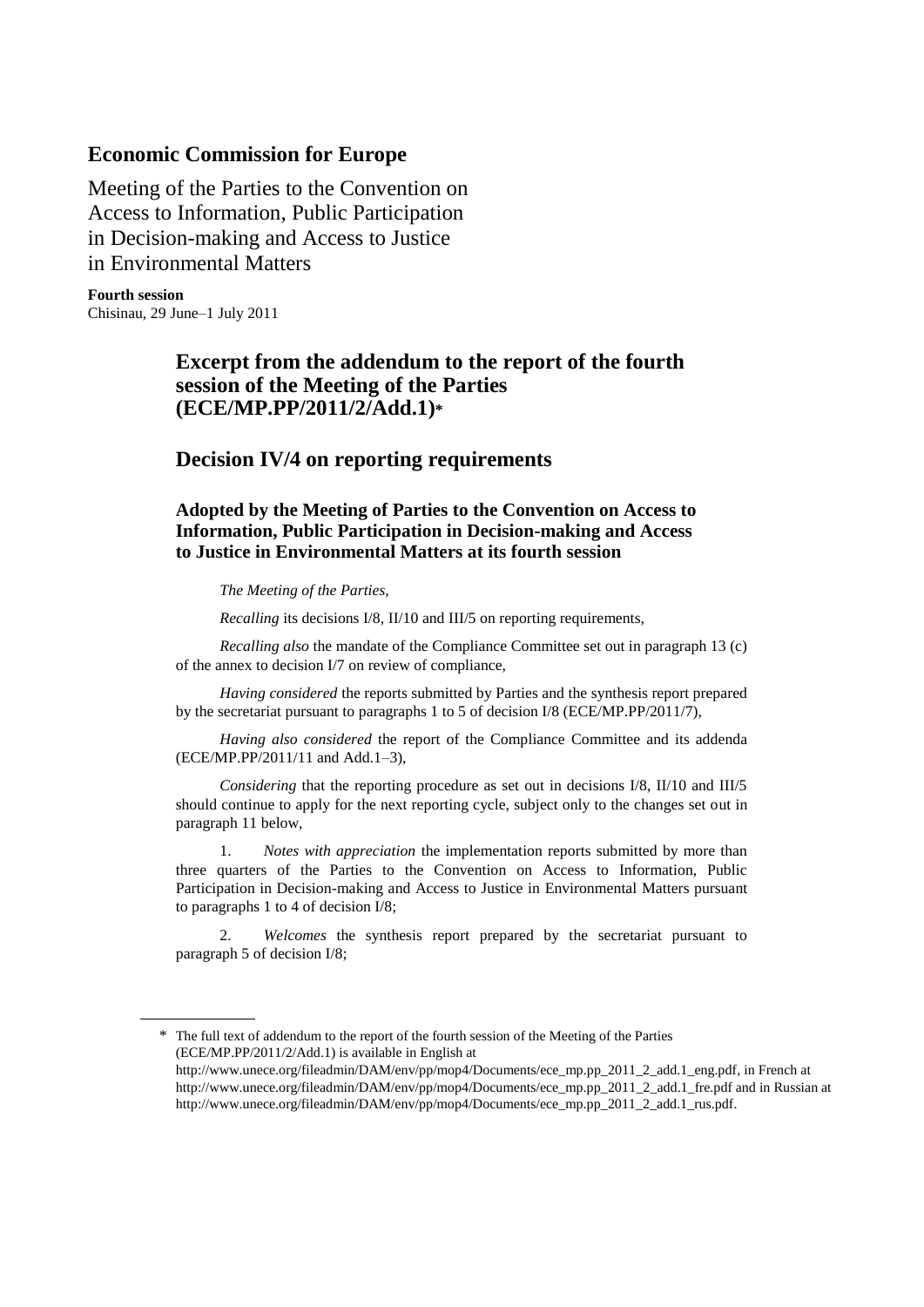# Economic Commission for Europe

Meeting of the Parties to the Convention on Access to Information, Public Participation in Decision-making and Access to Justice in Environmental Matters

**Fourth session**
Chisinau, 29 June–1 July 2011

## Excerpt from the addendum to the report of the fourth session of the Meeting of the Parties (ECE/MP.PP/2011/2/Add.1)*

## Decision IV/4 on reporting requirements

### Adopted by the Meeting of Parties to the Convention on Access to Information, Public Participation in Decision-making and Access to Justice in Environmental Matters at its fourth session

*The Meeting of the Parties,*

*Recalling* its decisions I/8, II/10 and III/5 on reporting requirements,

*Recalling also* the mandate of the Compliance Committee set out in paragraph 13 (c) of the annex to decision I/7 on review of compliance,

*Having considered* the reports submitted by Parties and the synthesis report prepared by the secretariat pursuant to paragraphs 1 to 5 of decision I/8 (ECE/MP.PP/2011/7),

*Having also considered* the report of the Compliance Committee and its addenda (ECE/MP.PP/2011/11 and Add.1–3),

*Considering* that the reporting procedure as set out in decisions I/8, II/10 and III/5 should continue to apply for the next reporting cycle, subject only to the changes set out in paragraph 11 below,

1. *Notes with appreciation* the implementation reports submitted by more than three quarters of the Parties to the Convention on Access to Information, Public Participation in Decision-making and Access to Justice in Environmental Matters pursuant to paragraphs 1 to 4 of decision I/8;

2. *Welcomes* the synthesis report prepared by the secretariat pursuant to paragraph 5 of decision I/8;

---

\* The full text of addendum to the report of the fourth session of the Meeting of the Parties (ECE/MP.PP/2011/2/Add.1) is available in English at http://www.unece.org/fileadmin/DAM/env/pp/mop4/Documents/ece_mp.pp_2011_2_add.1_eng.pdf, in French at http://www.unece.org/fileadmin/DAM/env/pp/mop4/Documents/ece_mp.pp_2011_2_add.1_fre.pdf and in Russian at http://www.unece.org/fileadmin/DAM/env/pp/mop4/Documents/ece_mp.pp_2011_2_add.1_rus.pdf.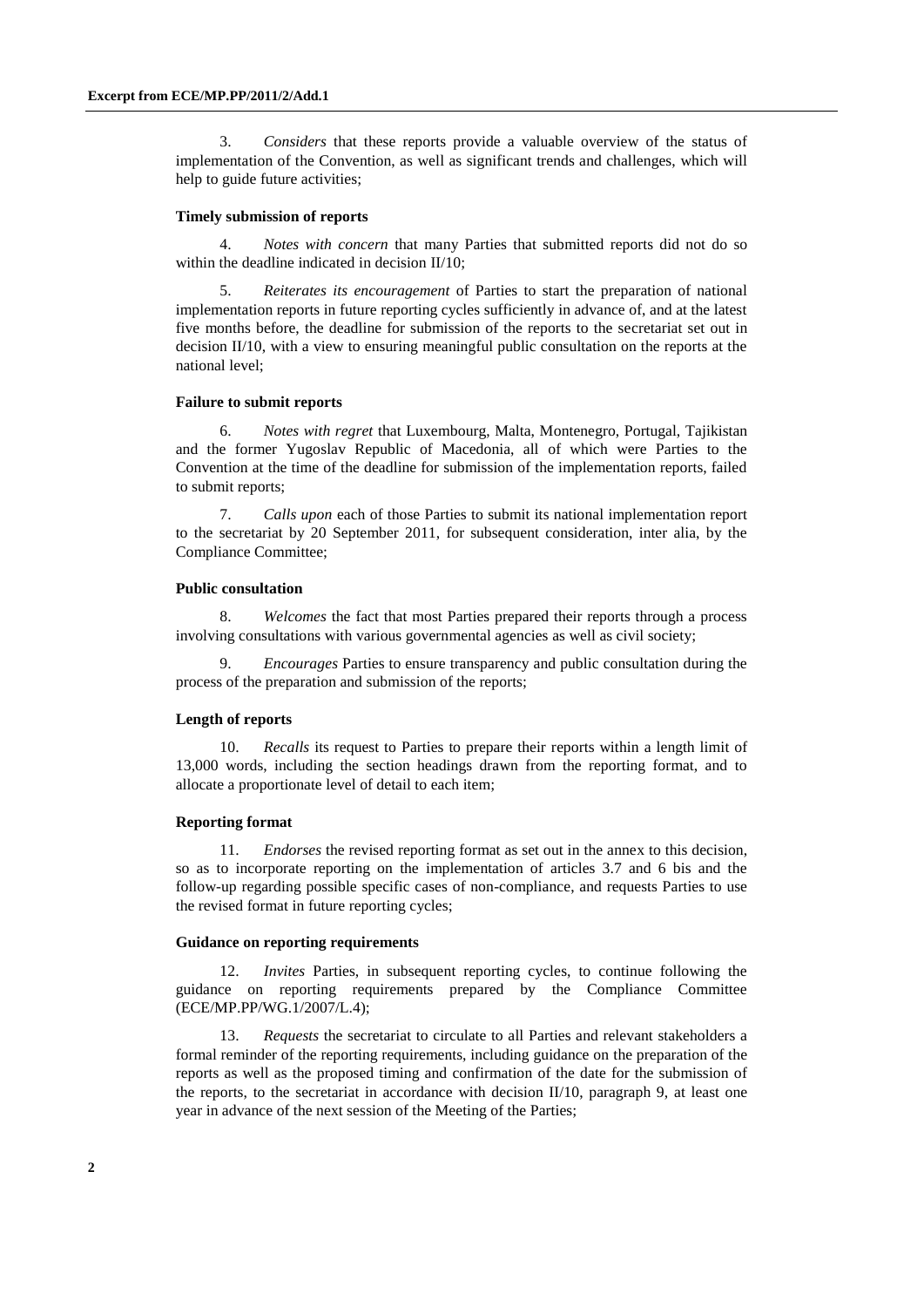3. *Considers* that these reports provide a valuable overview of the status of implementation of the Convention, as well as significant trends and challenges, which will help to guide future activities;

**Timely submission of reports**

4. *Notes with concern* that many Parties that submitted reports did not do so within the deadline indicated in decision II/10;

5. *Reiterates its encouragement* of Parties to start the preparation of national implementation reports in future reporting cycles sufficiently in advance of, and at the latest five months before, the deadline for submission of the reports to the secretariat set out in decision II/10, with a view to ensuring meaningful public consultation on the reports at the national level;

**Failure to submit reports**

6. *Notes with regret* that Luxembourg, Malta, Montenegro, Portugal, Tajikistan and the former Yugoslav Republic of Macedonia, all of which were Parties to the Convention at the time of the deadline for submission of the implementation reports, failed to submit reports;

7. *Calls upon* each of those Parties to submit its national implementation report to the secretariat by 20 September 2011, for subsequent consideration, inter alia, by the Compliance Committee;

**Public consultation**

8. *Welcomes* the fact that most Parties prepared their reports through a process involving consultations with various governmental agencies as well as civil society;

9. *Encourages* Parties to ensure transparency and public consultation during the process of the preparation and submission of the reports;

**Length of reports**

10. *Recalls* its request to Parties to prepare their reports within a length limit of 13,000 words, including the section headings drawn from the reporting format, and to allocate a proportionate level of detail to each item;

**Reporting format**

11. *Endorses* the revised reporting format as set out in the annex to this decision, so as to incorporate reporting on the implementation of articles 3.7 and 6 bis and the follow-up regarding possible specific cases of non-compliance, and requests Parties to use the revised format in future reporting cycles;

**Guidance on reporting requirements**

12. *Invites* Parties, in subsequent reporting cycles, to continue following the guidance on reporting requirements prepared by the Compliance Committee (ECE/MP.PP/WG.1/2007/L.4);

13. *Requests* the secretariat to circulate to all Parties and relevant stakeholders a formal reminder of the reporting requirements, including guidance on the preparation of the reports as well as the proposed timing and confirmation of the date for the submission of the reports, to the secretariat in accordance with decision II/10, paragraph 9, at least one year in advance of the next session of the Meeting of the Parties;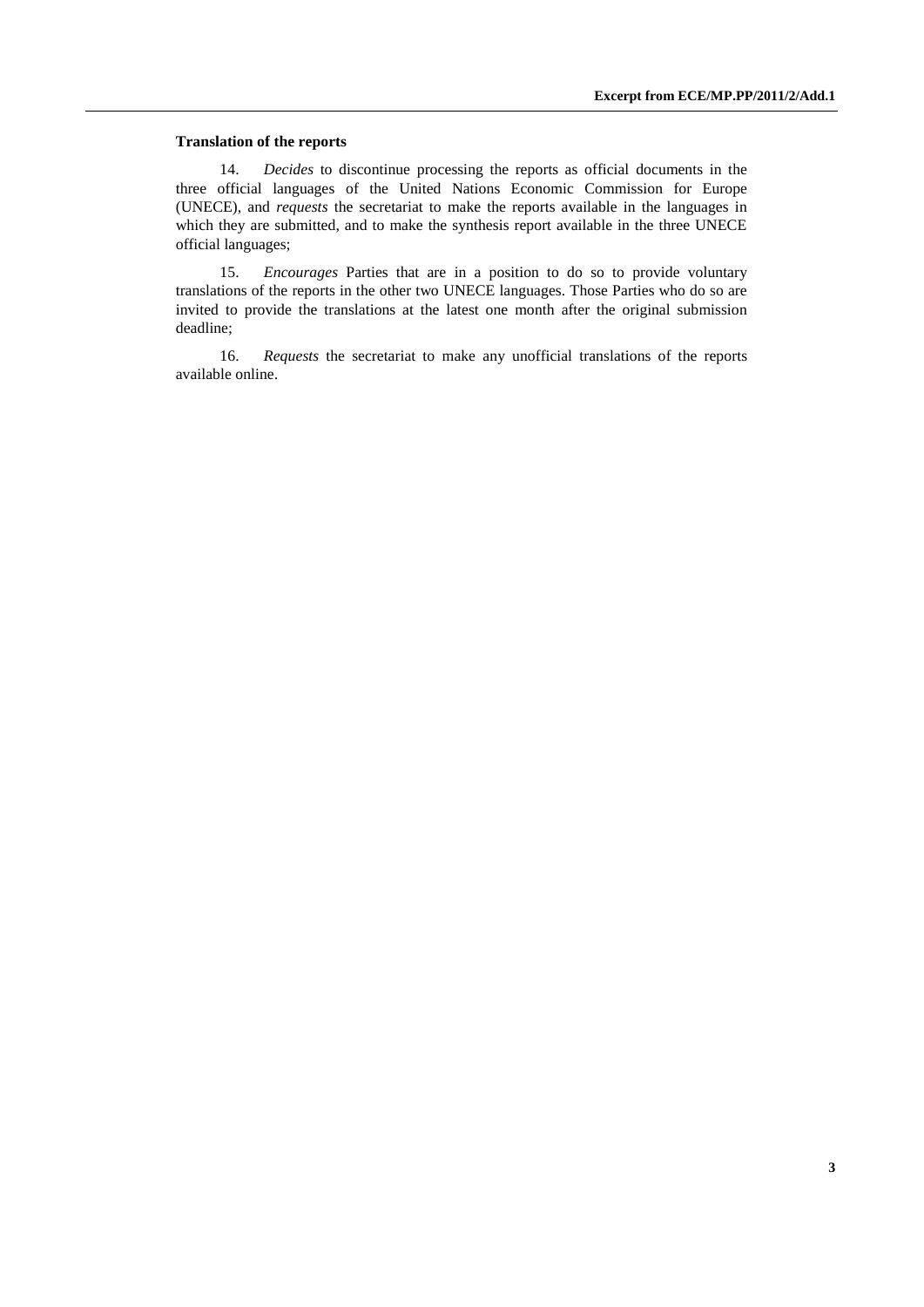**Translation of the reports**

14. *Decides* to discontinue processing the reports as official documents in the three official languages of the United Nations Economic Commission for Europe (UNECE), and *requests* the secretariat to make the reports available in the languages in which they are submitted, and to make the synthesis report available in the three UNECE official languages;

15. *Encourages* Parties that are in a position to do so to provide voluntary translations of the reports in the other two UNECE languages. Those Parties who do so are invited to provide the translations at the latest one month after the original submission deadline;

16. *Requests* the secretariat to make any unofficial translations of the reports available online.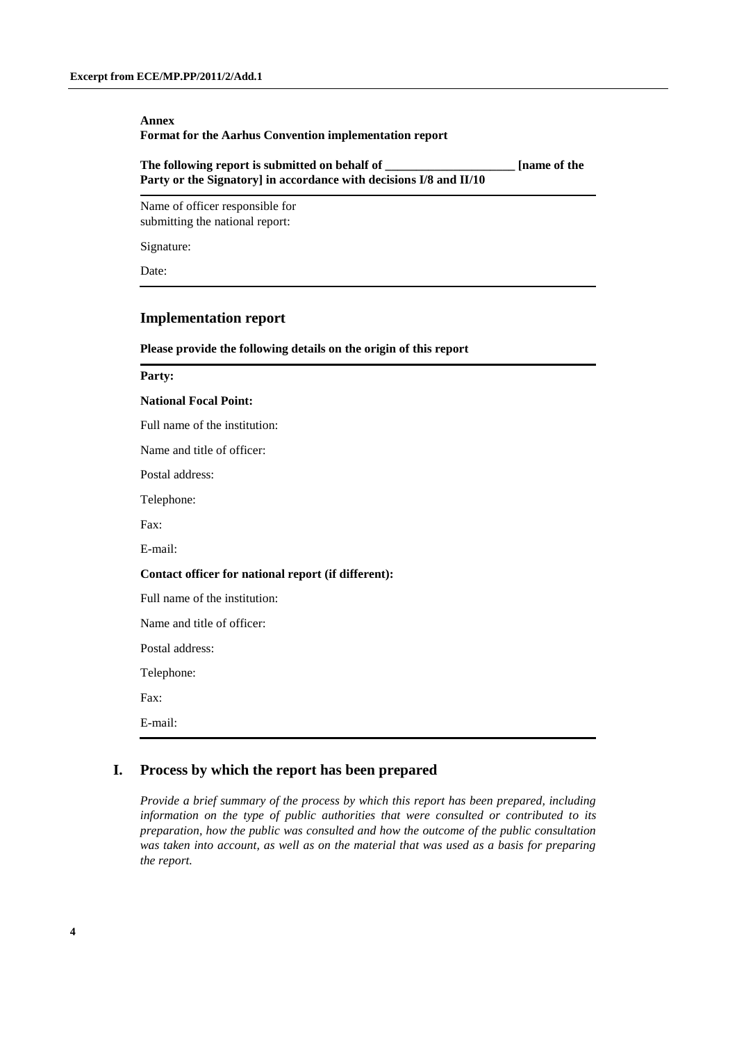**Annex**

**Format for the Aarhus Convention implementation report**

**The following report is submitted on behalf of _____________________ [name of the Party or the Signatory] in accordance with decisions I/8 and II/10**

Name of officer responsible for submitting the national report:

Signature:

Date:

## Implementation report

**Please provide the following details on the origin of this report**

**Party:**

**National Focal Point:**

Full name of the institution:

Name and title of officer:

Postal address:

Telephone:

Fax:

E-mail:

**Contact officer for national report (if different):**

Full name of the institution:

Name and title of officer:

Postal address:

Telephone:

Fax:

E-mail:

## I. Process by which the report has been prepared

*Provide a brief summary of the process by which this report has been prepared, including information on the type of public authorities that were consulted or contributed to its preparation, how the public was consulted and how the outcome of the public consultation was taken into account, as well as on the material that was used as a basis for preparing the report.*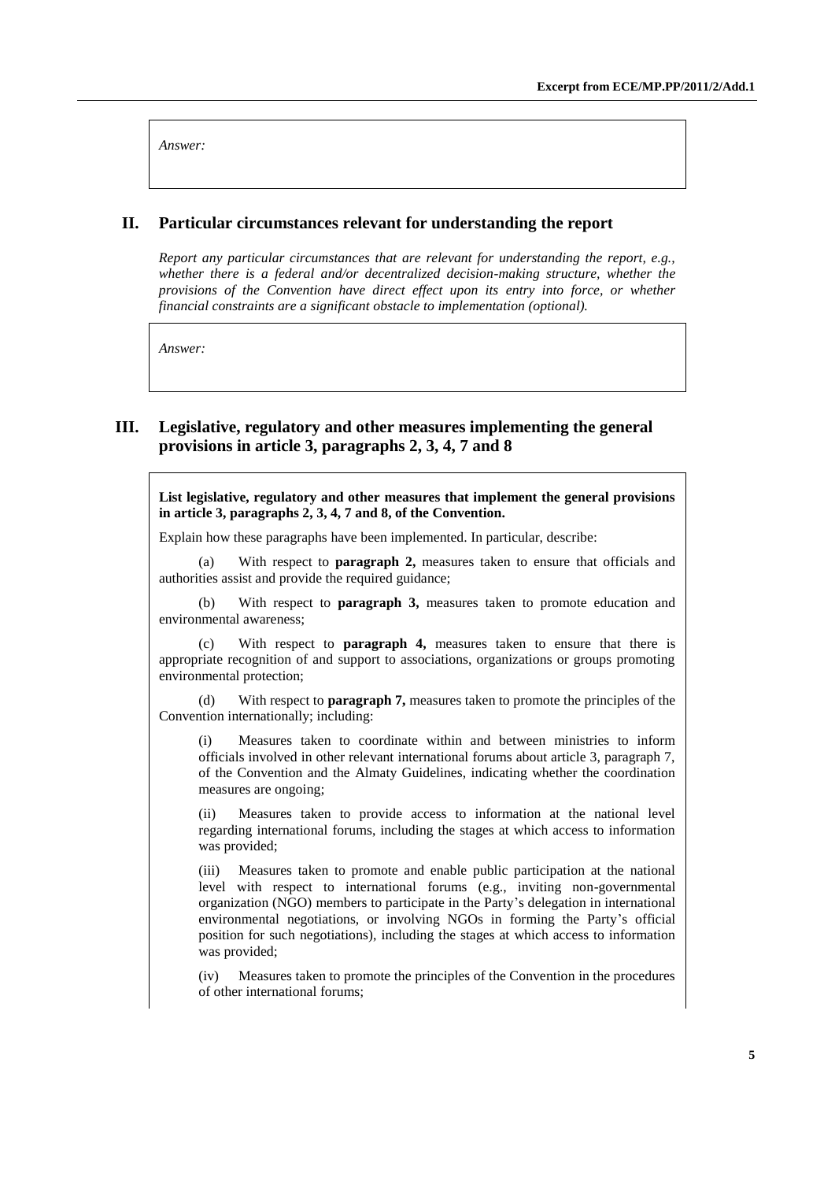*Answer:*

## II. Particular circumstances relevant for understanding the report

*Report any particular circumstances that are relevant for understanding the report, e.g., whether there is a federal and/or decentralized decision-making structure, whether the provisions of the Convention have direct effect upon its entry into force, or whether financial constraints are a significant obstacle to implementation (optional).*

*Answer:*

## III. Legislative, regulatory and other measures implementing the general provisions in article 3, paragraphs 2, 3, 4, 7 and 8

**List legislative, regulatory and other measures that implement the general provisions in article 3, paragraphs 2, 3, 4, 7 and 8, of the Convention.**

Explain how these paragraphs have been implemented. In particular, describe:

(a) With respect to **paragraph 2,** measures taken to ensure that officials and authorities assist and provide the required guidance;

(b) With respect to **paragraph 3,** measures taken to promote education and environmental awareness;

(c) With respect to **paragraph 4,** measures taken to ensure that there is appropriate recognition of and support to associations, organizations or groups promoting environmental protection;

(d) With respect to **paragraph 7,** measures taken to promote the principles of the Convention internationally; including:

(i) Measures taken to coordinate within and between ministries to inform officials involved in other relevant international forums about article 3, paragraph 7, of the Convention and the Almaty Guidelines, indicating whether the coordination measures are ongoing;

(ii) Measures taken to provide access to information at the national level regarding international forums, including the stages at which access to information was provided;

(iii) Measures taken to promote and enable public participation at the national level with respect to international forums (e.g., inviting non-governmental organization (NGO) members to participate in the Party's delegation in international environmental negotiations, or involving NGOs in forming the Party's official position for such negotiations), including the stages at which access to information was provided;

(iv) Measures taken to promote the principles of the Convention in the procedures of other international forums;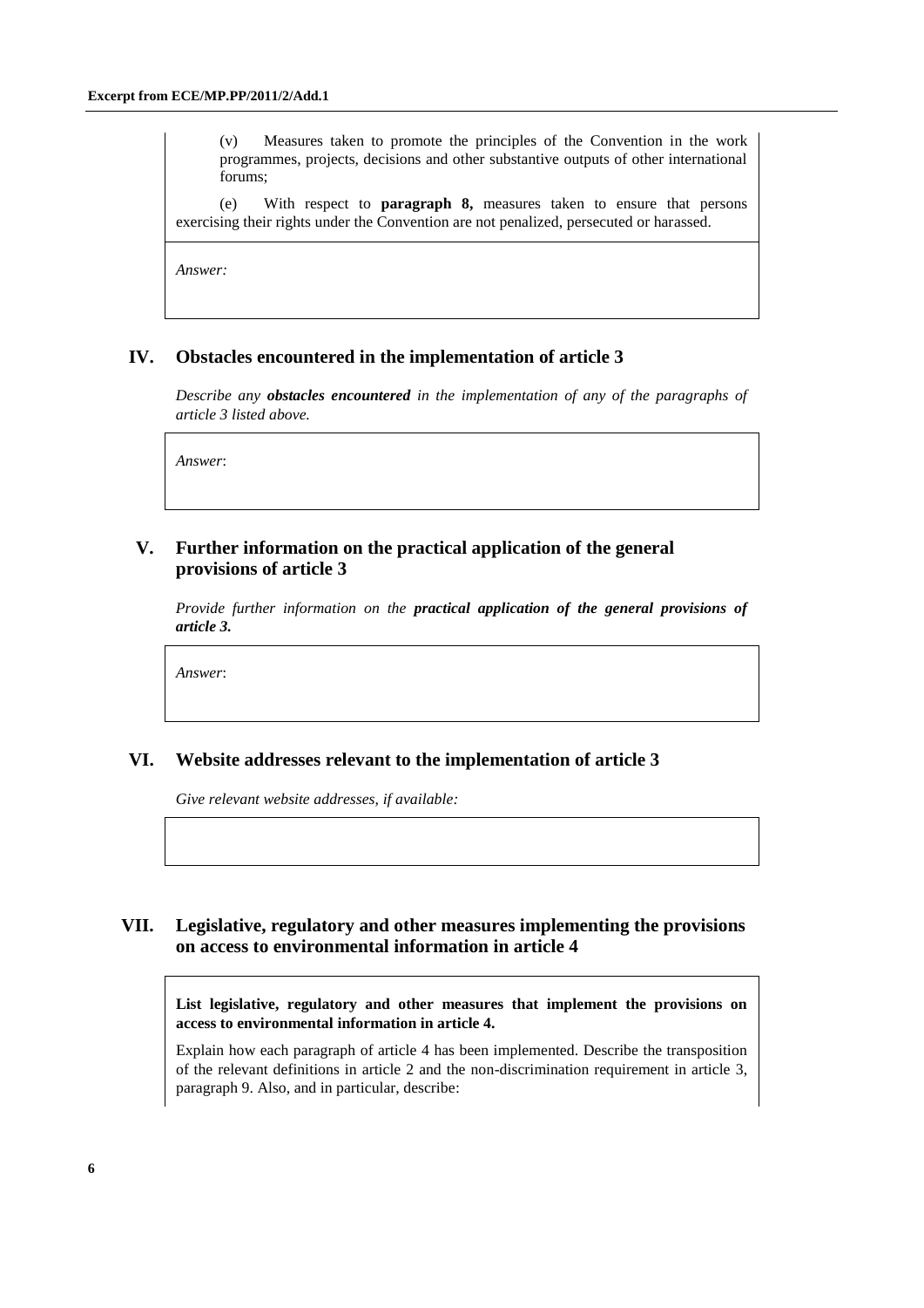(v) Measures taken to promote the principles of the Convention in the work programmes, projects, decisions and other substantive outputs of other international forums;

(e) With respect to **paragraph 8,** measures taken to ensure that persons exercising their rights under the Convention are not penalized, persecuted or harassed.

*Answer:*

## IV. Obstacles encountered in the implementation of article 3

*Describe any* ***obstacles encountered*** *in the implementation of any of the paragraphs of article 3 listed above.*

*Answer*:

## V. Further information on the practical application of the general provisions of article 3

*Provide further information on the* ***practical application of the general provisions of article 3.***

*Answer*:

## VI. Website addresses relevant to the implementation of article 3

*Give relevant website addresses, if available:*

## VII. Legislative, regulatory and other measures implementing the provisions on access to environmental information in article 4

**List legislative, regulatory and other measures that implement the provisions on access to environmental information in article 4.**

Explain how each paragraph of article 4 has been implemented. Describe the transposition of the relevant definitions in article 2 and the non-discrimination requirement in article 3, paragraph 9. Also, and in particular, describe: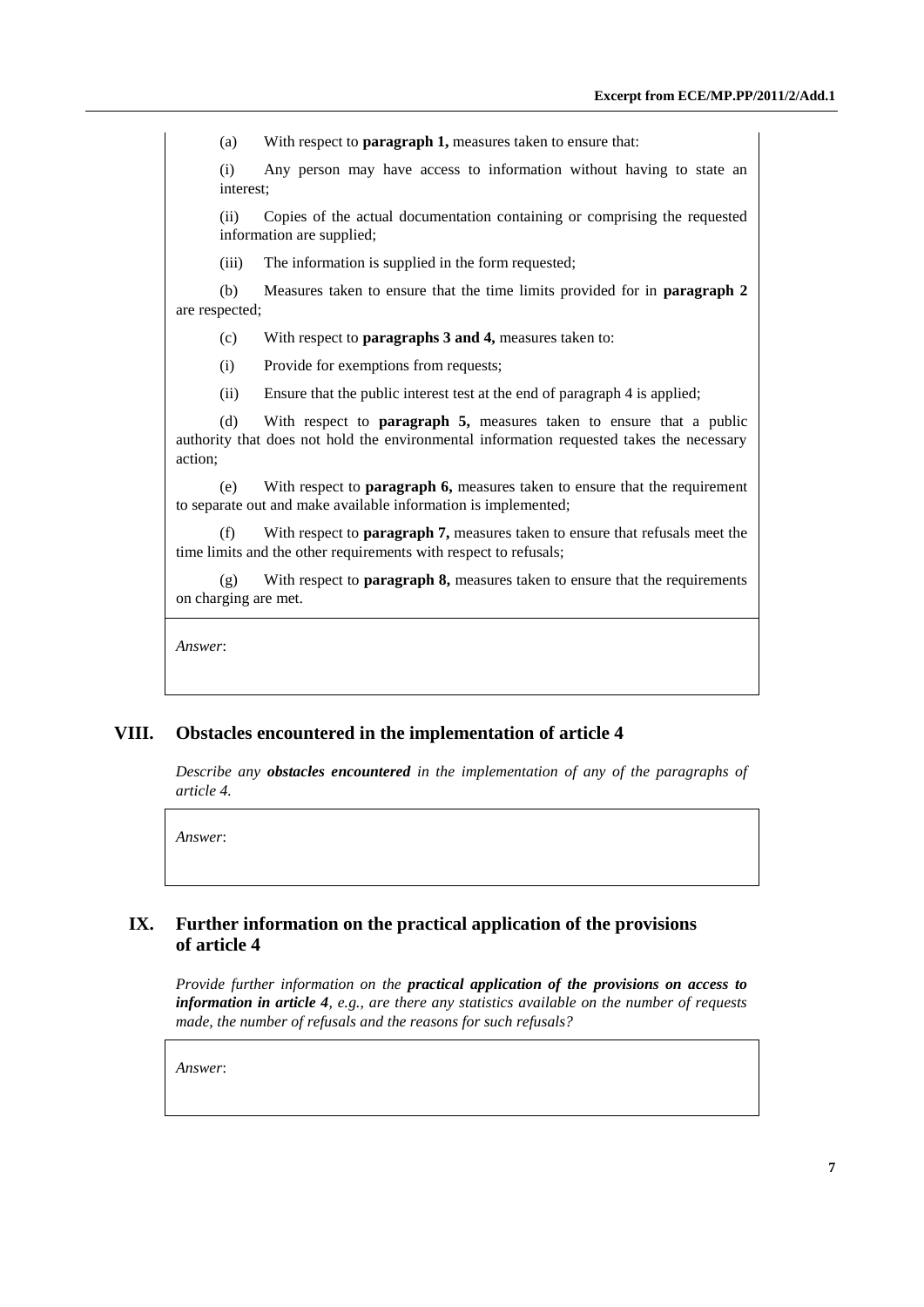(a) With respect to **paragraph 1,** measures taken to ensure that:

(i) Any person may have access to information without having to state an interest;

(ii) Copies of the actual documentation containing or comprising the requested information are supplied;

(iii) The information is supplied in the form requested;

(b) Measures taken to ensure that the time limits provided for in **paragraph 2** are respected;

(c) With respect to **paragraphs 3 and 4,** measures taken to:

(i) Provide for exemptions from requests;

(ii) Ensure that the public interest test at the end of paragraph 4 is applied;

(d) With respect to **paragraph 5,** measures taken to ensure that a public authority that does not hold the environmental information requested takes the necessary action;

(e) With respect to **paragraph 6,** measures taken to ensure that the requirement to separate out and make available information is implemented;

(f) With respect to **paragraph 7,** measures taken to ensure that refusals meet the time limits and the other requirements with respect to refusals;

(g) With respect to **paragraph 8,** measures taken to ensure that the requirements on charging are met.

*Answer*:

## VIII. Obstacles encountered in the implementation of article 4

*Describe any **obstacles encountered** in the implementation of any of the paragraphs of article 4.*

*Answer*:

## IX. Further information on the practical application of the provisions of article 4

*Provide further information on the **practical application of the provisions on access to information in article 4**, e.g., are there any statistics available on the number of requests made, the number of refusals and the reasons for such refusals?*

*Answer*: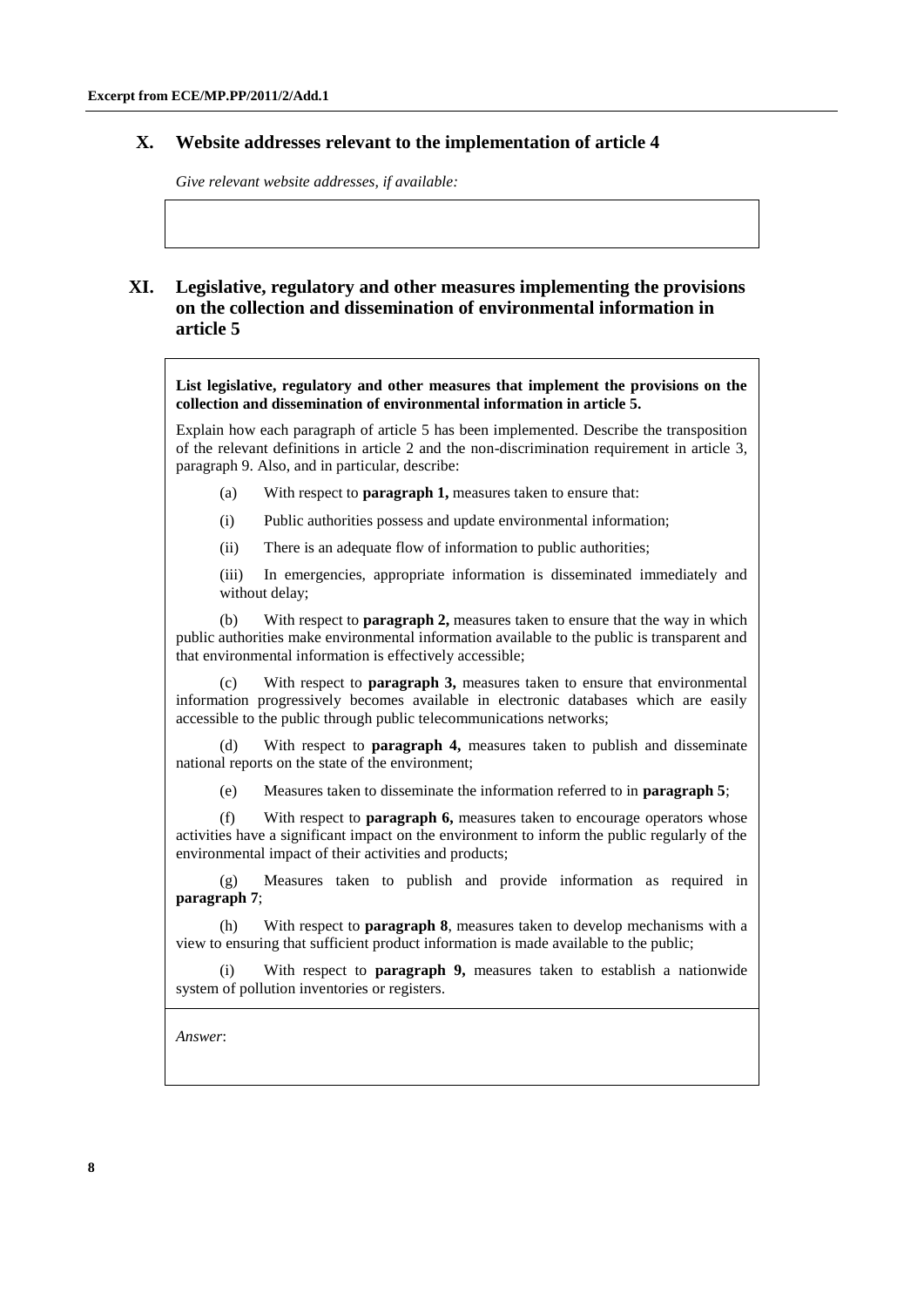## X. Website addresses relevant to the implementation of article 4

*Give relevant website addresses, if available:*

## XI. Legislative, regulatory and other measures implementing the provisions on the collection and dissemination of environmental information in article 5

**List legislative, regulatory and other measures that implement the provisions on the collection and dissemination of environmental information in article 5.**

Explain how each paragraph of article 5 has been implemented. Describe the transposition of the relevant definitions in article 2 and the non-discrimination requirement in article 3, paragraph 9. Also, and in particular, describe:

(a) With respect to **paragraph 1,** measures taken to ensure that:

(i) Public authorities possess and update environmental information;

(ii) There is an adequate flow of information to public authorities;

(iii) In emergencies, appropriate information is disseminated immediately and without delay;

(b) With respect to **paragraph 2,** measures taken to ensure that the way in which public authorities make environmental information available to the public is transparent and that environmental information is effectively accessible;

(c) With respect to **paragraph 3,** measures taken to ensure that environmental information progressively becomes available in electronic databases which are easily accessible to the public through public telecommunications networks;

(d) With respect to **paragraph 4,** measures taken to publish and disseminate national reports on the state of the environment;

(e) Measures taken to disseminate the information referred to in **paragraph 5**;

(f) With respect to **paragraph 6,** measures taken to encourage operators whose activities have a significant impact on the environment to inform the public regularly of the environmental impact of their activities and products;

(g) Measures taken to publish and provide information as required in **paragraph 7**;

(h) With respect to **paragraph 8**, measures taken to develop mechanisms with a view to ensuring that sufficient product information is made available to the public;

(i) With respect to **paragraph 9,** measures taken to establish a nationwide system of pollution inventories or registers.

*Answer*: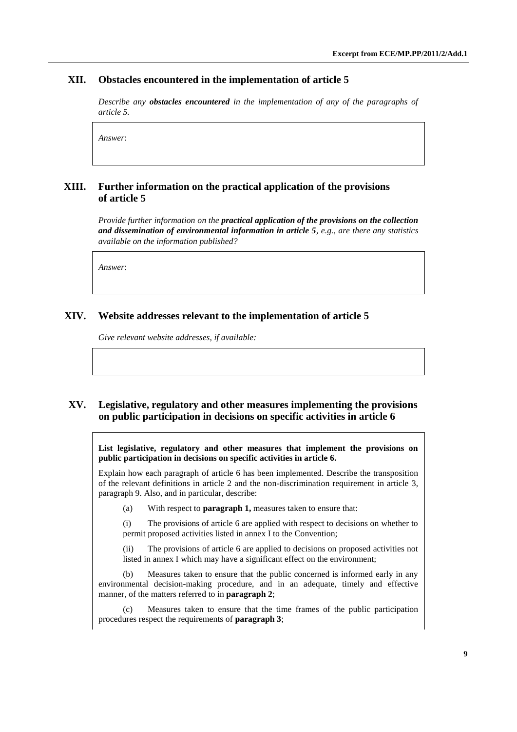## XII. Obstacles encountered in the implementation of article 5

*Describe any **obstacles encountered** in the implementation of any of the paragraphs of article 5.*

*Answer*:

## XIII. Further information on the practical application of the provisions of article 5

*Provide further information on the **practical application of the provisions on the collection and dissemination of environmental information in article 5**, e.g., are there any statistics available on the information published?*

*Answer*:

## XIV. Website addresses relevant to the implementation of article 5

*Give relevant website addresses, if available:*

## XV. Legislative, regulatory and other measures implementing the provisions on public participation in decisions on specific activities in article 6

**List legislative, regulatory and other measures that implement the provisions on public participation in decisions on specific activities in article 6.**

Explain how each paragraph of article 6 has been implemented. Describe the transposition of the relevant definitions in article 2 and the non-discrimination requirement in article 3, paragraph 9. Also, and in particular, describe:

(a) With respect to **paragraph 1,** measures taken to ensure that:

(i) The provisions of article 6 are applied with respect to decisions on whether to permit proposed activities listed in annex I to the Convention;

(ii) The provisions of article 6 are applied to decisions on proposed activities not listed in annex I which may have a significant effect on the environment;

(b) Measures taken to ensure that the public concerned is informed early in any environmental decision-making procedure, and in an adequate, timely and effective manner, of the matters referred to in **paragraph 2**;

(c) Measures taken to ensure that the time frames of the public participation procedures respect the requirements of **paragraph 3**;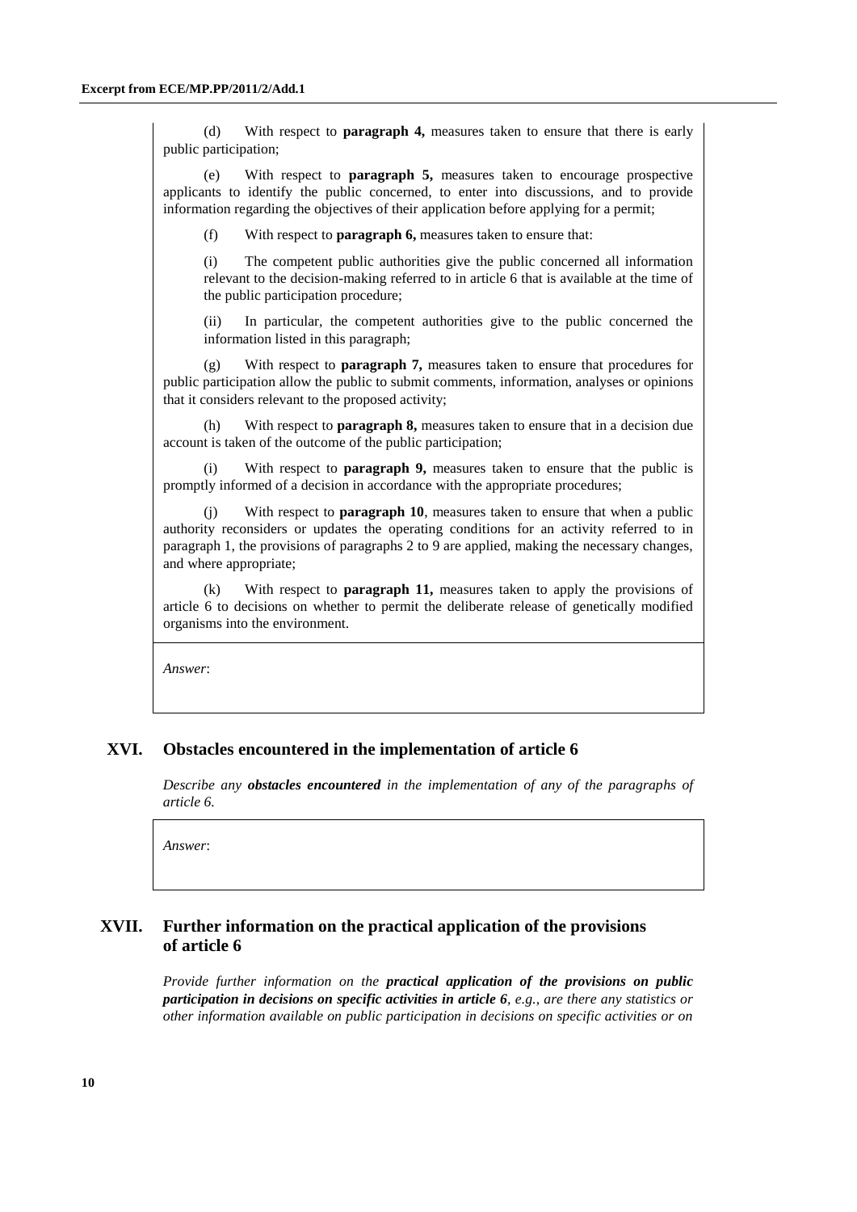(d) With respect to **paragraph 4,** measures taken to ensure that there is early public participation;

(e) With respect to **paragraph 5,** measures taken to encourage prospective applicants to identify the public concerned, to enter into discussions, and to provide information regarding the objectives of their application before applying for a permit;

(f) With respect to **paragraph 6,** measures taken to ensure that:

(i) The competent public authorities give the public concerned all information relevant to the decision-making referred to in article 6 that is available at the time of the public participation procedure;

(ii) In particular, the competent authorities give to the public concerned the information listed in this paragraph;

(g) With respect to **paragraph 7,** measures taken to ensure that procedures for public participation allow the public to submit comments, information, analyses or opinions that it considers relevant to the proposed activity;

(h) With respect to **paragraph 8,** measures taken to ensure that in a decision due account is taken of the outcome of the public participation;

(i) With respect to **paragraph 9,** measures taken to ensure that the public is promptly informed of a decision in accordance with the appropriate procedures;

(j) With respect to **paragraph 10**, measures taken to ensure that when a public authority reconsiders or updates the operating conditions for an activity referred to in paragraph 1, the provisions of paragraphs 2 to 9 are applied, making the necessary changes, and where appropriate;

(k) With respect to **paragraph 11,** measures taken to apply the provisions of article 6 to decisions on whether to permit the deliberate release of genetically modified organisms into the environment.

*Answer*:

## XVI. Obstacles encountered in the implementation of article 6

*Describe any **obstacles encountered** in the implementation of any of the paragraphs of article 6.*

*Answer*:

## XVII. Further information on the practical application of the provisions of article 6

*Provide further information on the **practical application of the provisions on public participation in decisions on specific activities in article 6**, e.g., are there any statistics or other information available on public participation in decisions on specific activities or on*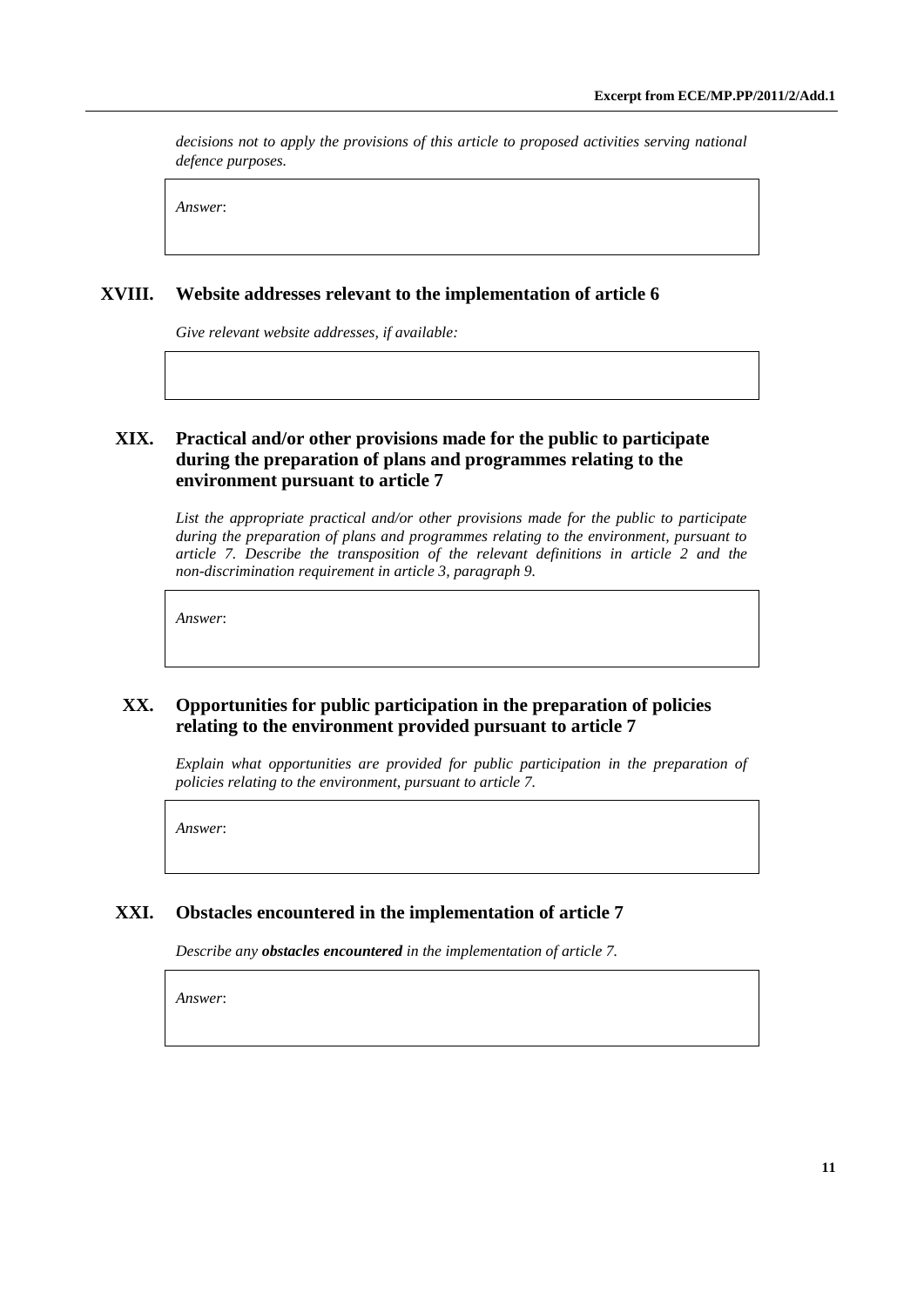*decisions not to apply the provisions of this article to proposed activities serving national defence purposes.*

*Answer*:

## XVIII. Website addresses relevant to the implementation of article 6

*Give relevant website addresses, if available:*

## XIX. Practical and/or other provisions made for the public to participate during the preparation of plans and programmes relating to the environment pursuant to article 7

*List the appropriate practical and/or other provisions made for the public to participate during the preparation of plans and programmes relating to the environment, pursuant to article 7. Describe the transposition of the relevant definitions in article 2 and the non-discrimination requirement in article 3, paragraph 9.*

*Answer*:

## XX. Opportunities for public participation in the preparation of policies relating to the environment provided pursuant to article 7

*Explain what opportunities are provided for public participation in the preparation of policies relating to the environment, pursuant to article 7.*

*Answer*:

## XXI. Obstacles encountered in the implementation of article 7

*Describe any **obstacles encountered** in the implementation of article 7.*

*Answer*: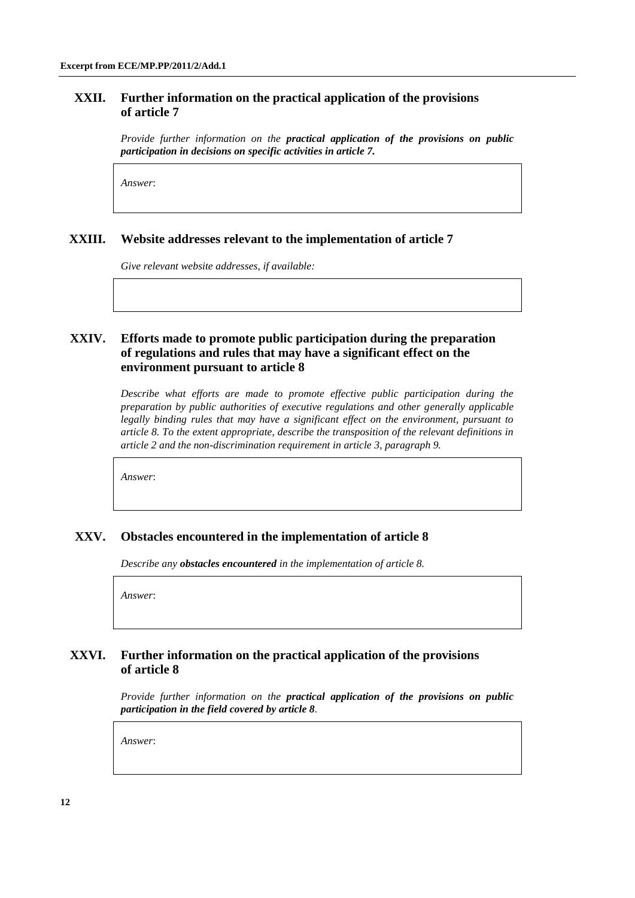## XXII. Further information on the practical application of the provisions of article 7

*Provide further information on the* ***practical application of the provisions on public participation in decisions on specific activities in article 7.***

*Answer*:

## XXIII. Website addresses relevant to the implementation of article 7

*Give relevant website addresses, if available:*

## XXIV. Efforts made to promote public participation during the preparation of regulations and rules that may have a significant effect on the environment pursuant to article 8

*Describe what efforts are made to promote effective public participation during the preparation by public authorities of executive regulations and other generally applicable legally binding rules that may have a significant effect on the environment, pursuant to article 8. To the extent appropriate, describe the transposition of the relevant definitions in article 2 and the non-discrimination requirement in article 3, paragraph 9.*

*Answer*:

## XXV. Obstacles encountered in the implementation of article 8

*Describe any* ***obstacles encountered*** *in the implementation of article 8.*

*Answer*:

## XXVI. Further information on the practical application of the provisions of article 8

*Provide further information on the* ***practical application of the provisions on public participation in the field covered by article 8****.*

*Answer*: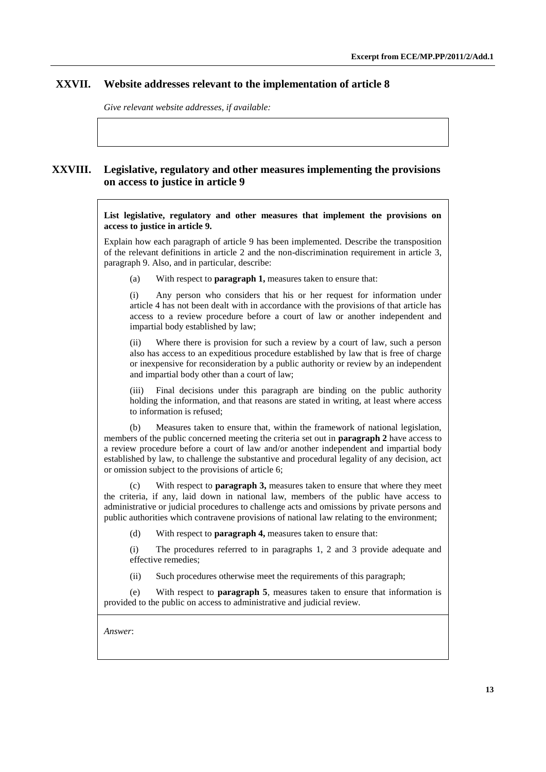## XXVII. Website addresses relevant to the implementation of article 8

*Give relevant website addresses, if available:*

## XXVIII. Legislative, regulatory and other measures implementing the provisions on access to justice in article 9

**List legislative, regulatory and other measures that implement the provisions on access to justice in article 9.**

Explain how each paragraph of article 9 has been implemented. Describe the transposition of the relevant definitions in article 2 and the non-discrimination requirement in article 3, paragraph 9. Also, and in particular, describe:

(a) With respect to **paragraph 1,** measures taken to ensure that:

(i) Any person who considers that his or her request for information under article 4 has not been dealt with in accordance with the provisions of that article has access to a review procedure before a court of law or another independent and impartial body established by law;

(ii) Where there is provision for such a review by a court of law, such a person also has access to an expeditious procedure established by law that is free of charge or inexpensive for reconsideration by a public authority or review by an independent and impartial body other than a court of law;

(iii) Final decisions under this paragraph are binding on the public authority holding the information, and that reasons are stated in writing, at least where access to information is refused;

(b) Measures taken to ensure that, within the framework of national legislation, members of the public concerned meeting the criteria set out in **paragraph 2** have access to a review procedure before a court of law and/or another independent and impartial body established by law, to challenge the substantive and procedural legality of any decision, act or omission subject to the provisions of article 6;

(c) With respect to **paragraph 3,** measures taken to ensure that where they meet the criteria, if any, laid down in national law, members of the public have access to administrative or judicial procedures to challenge acts and omissions by private persons and public authorities which contravene provisions of national law relating to the environment;

(d) With respect to **paragraph 4,** measures taken to ensure that:

(i) The procedures referred to in paragraphs 1, 2 and 3 provide adequate and effective remedies;

(ii) Such procedures otherwise meet the requirements of this paragraph;

(e) With respect to **paragraph 5**, measures taken to ensure that information is provided to the public on access to administrative and judicial review.

*Answer*: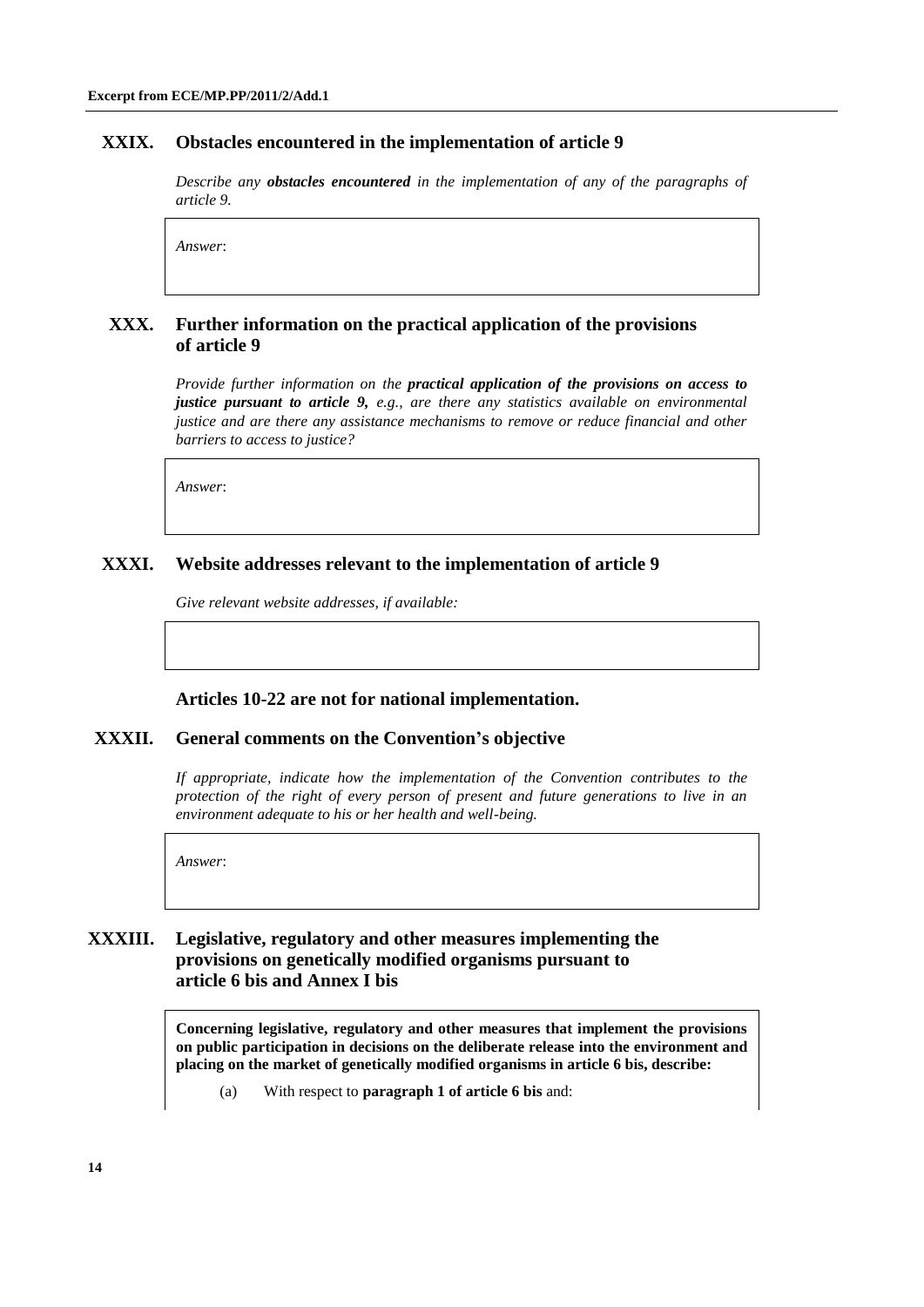## XXIX. Obstacles encountered in the implementation of article 9

*Describe any* ***obstacles encountered*** *in the implementation of any of the paragraphs of article 9.*

*Answer*:

## XXX. Further information on the practical application of the provisions of article 9

*Provide further information on the* ***practical application of the provisions on access to justice pursuant to article 9,*** *e.g., are there any statistics available on environmental justice and are there any assistance mechanisms to remove or reduce financial and other barriers to access to justice?*

*Answer*:

## XXXI. Website addresses relevant to the implementation of article 9

*Give relevant website addresses, if available:*

### Articles 10-22 are not for national implementation.

## XXXII. General comments on the Convention's objective

*If appropriate, indicate how the implementation of the Convention contributes to the protection of the right of every person of present and future generations to live in an environment adequate to his or her health and well-being.*

*Answer*:

## XXXIII. Legislative, regulatory and other measures implementing the provisions on genetically modified organisms pursuant to article 6 bis and Annex I bis

**Concerning legislative, regulatory and other measures that implement the provisions on public participation in decisions on the deliberate release into the environment and placing on the market of genetically modified organisms in article 6 bis, describe:**

(a) With respect to **paragraph 1 of article 6 bis** and: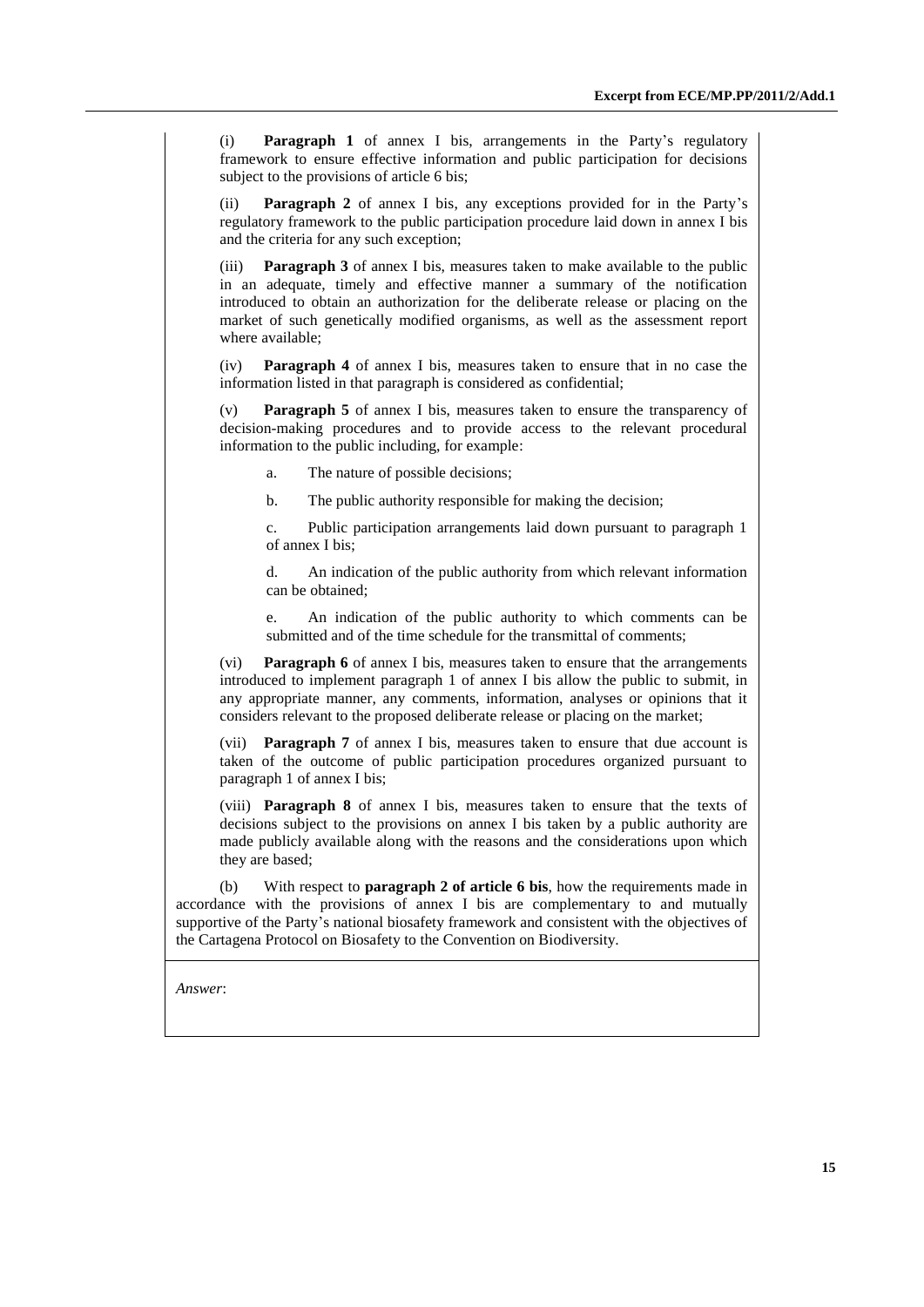(i) **Paragraph 1** of annex I bis, arrangements in the Party's regulatory framework to ensure effective information and public participation for decisions subject to the provisions of article 6 bis;

(ii) **Paragraph 2** of annex I bis, any exceptions provided for in the Party's regulatory framework to the public participation procedure laid down in annex I bis and the criteria for any such exception;

(iii) **Paragraph 3** of annex I bis, measures taken to make available to the public in an adequate, timely and effective manner a summary of the notification introduced to obtain an authorization for the deliberate release or placing on the market of such genetically modified organisms, as well as the assessment report where available;

(iv) **Paragraph 4** of annex I bis, measures taken to ensure that in no case the information listed in that paragraph is considered as confidential;

(v) **Paragraph 5** of annex I bis, measures taken to ensure the transparency of decision-making procedures and to provide access to the relevant procedural information to the public including, for example:

a. The nature of possible decisions;

b. The public authority responsible for making the decision;

c. Public participation arrangements laid down pursuant to paragraph 1 of annex I bis;

d. An indication of the public authority from which relevant information can be obtained;

e. An indication of the public authority to which comments can be submitted and of the time schedule for the transmittal of comments;

(vi) **Paragraph 6** of annex I bis, measures taken to ensure that the arrangements introduced to implement paragraph 1 of annex I bis allow the public to submit, in any appropriate manner, any comments, information, analyses or opinions that it considers relevant to the proposed deliberate release or placing on the market;

(vii) **Paragraph 7** of annex I bis, measures taken to ensure that due account is taken of the outcome of public participation procedures organized pursuant to paragraph 1 of annex I bis;

(viii) **Paragraph 8** of annex I bis, measures taken to ensure that the texts of decisions subject to the provisions on annex I bis taken by a public authority are made publicly available along with the reasons and the considerations upon which they are based;

(b) With respect to **paragraph 2 of article 6 bis**, how the requirements made in accordance with the provisions of annex I bis are complementary to and mutually supportive of the Party's national biosafety framework and consistent with the objectives of the Cartagena Protocol on Biosafety to the Convention on Biodiversity.

*Answer*: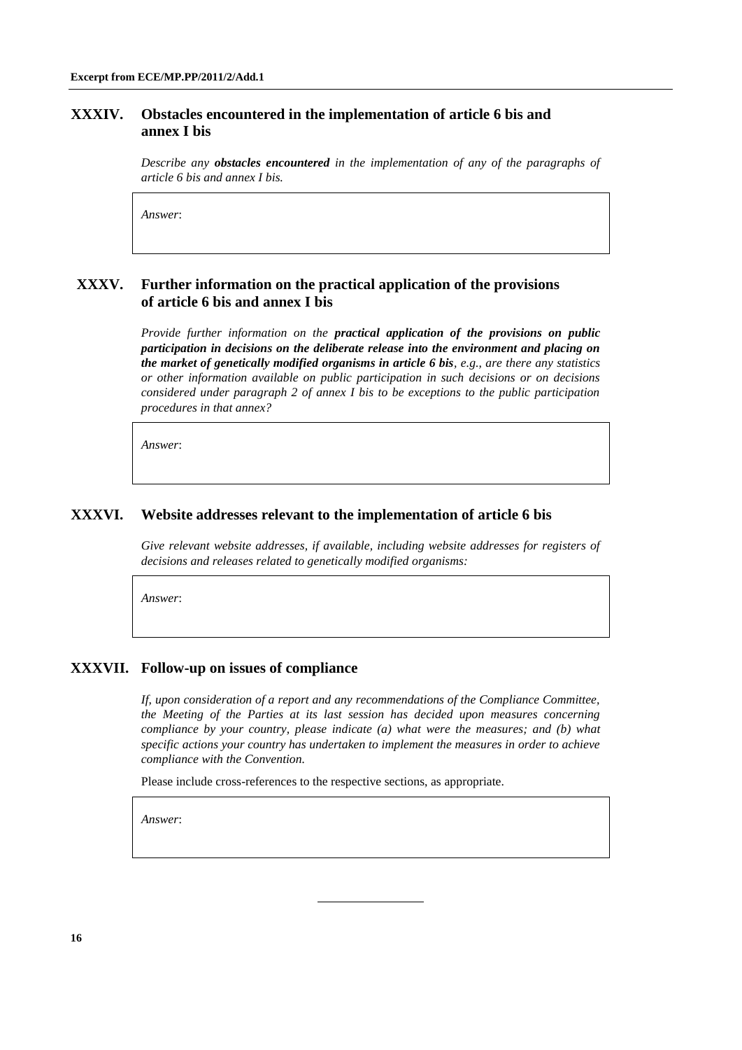## XXXIV. Obstacles encountered in the implementation of article 6 bis and annex I bis

*Describe any **obstacles encountered** in the implementation of any of the paragraphs of article 6 bis and annex I bis.*

*Answer*:

## XXXV. Further information on the practical application of the provisions of article 6 bis and annex I bis

*Provide further information on the **practical application of the provisions on public participation in decisions on the deliberate release into the environment and placing on the market of genetically modified organisms in article 6 bis**, e.g., are there any statistics or other information available on public participation in such decisions or on decisions considered under paragraph 2 of annex I bis to be exceptions to the public participation procedures in that annex?*

*Answer*:

## XXXVI. Website addresses relevant to the implementation of article 6 bis

*Give relevant website addresses, if available, including website addresses for registers of decisions and releases related to genetically modified organisms:*

*Answer*:

## XXXVII. Follow-up on issues of compliance

*If, upon consideration of a report and any recommendations of the Compliance Committee, the Meeting of the Parties at its last session has decided upon measures concerning compliance by your country, please indicate (a) what were the measures; and (b) what specific actions your country has undertaken to implement the measures in order to achieve compliance with the Convention.*

Please include cross-references to the respective sections, as appropriate.

*Answer*: